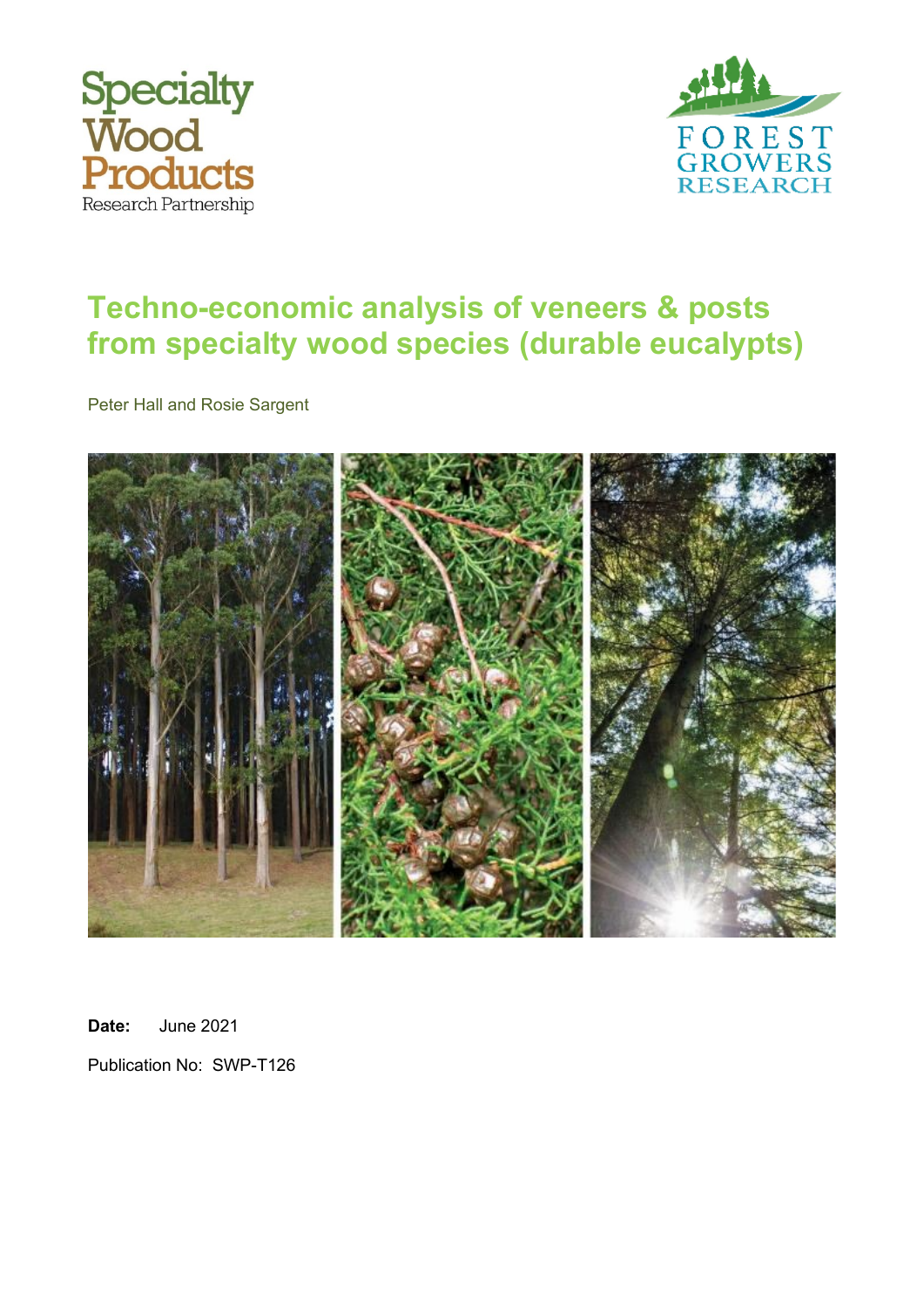Specialty Wood Products Research Partnership

FOREST GROWERS RESEARCH

# Techno-economic analysis of veneers & posts from specialty wood species (durable eucalypts)

Peter Hall and Rosie Sargent

**Date:** June 2021

Publication No: SWP-T126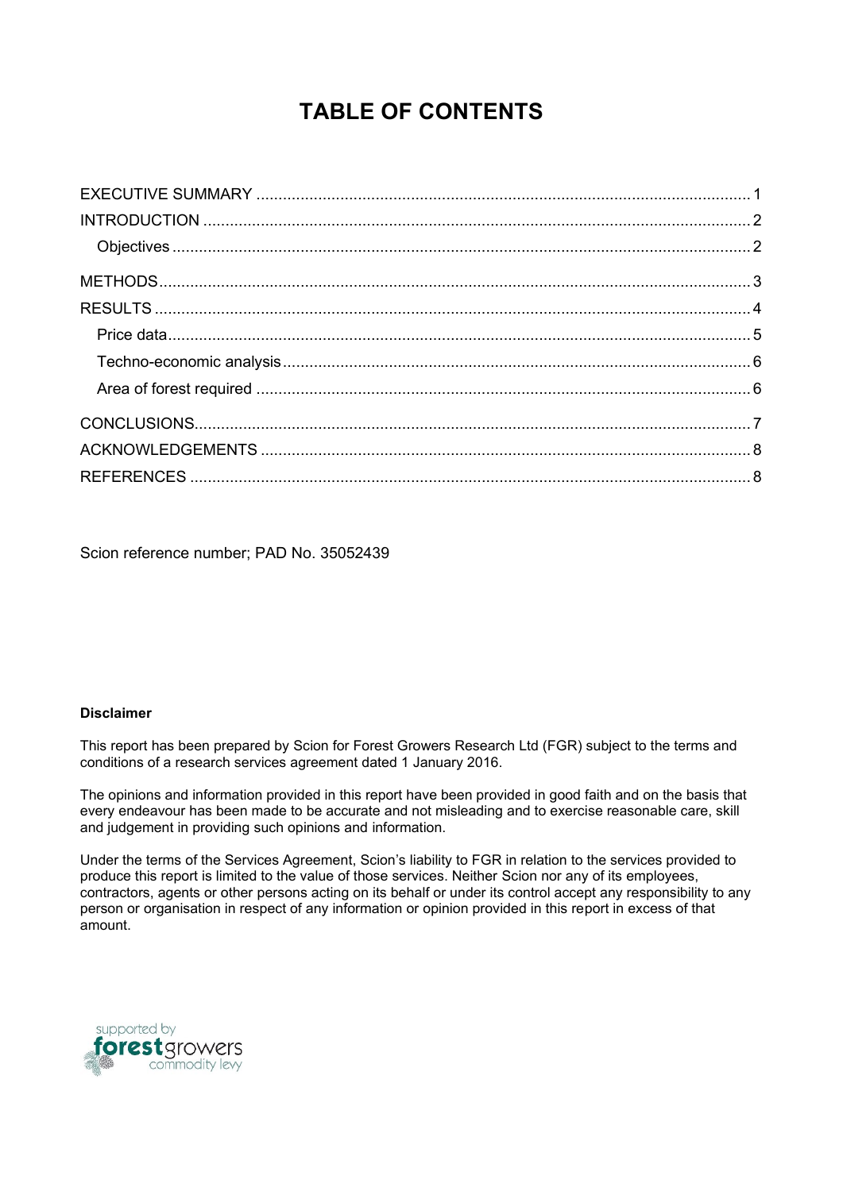# TABLE OF CONTENTS

EXECUTIVE SUMMARY ..... 1
INTRODUCTION ..... 2
- Objectives ..... 2

METHODS ..... 3
RESULTS ..... 4
- Price data ..... 5
- Techno-economic analysis ..... 6
- Area of forest required ..... 6

CONCLUSIONS ..... 7
ACKNOWLEDGEMENTS ..... 8
REFERENCES ..... 8

Scion reference number; PAD No. 35052439

**Disclaimer**

This report has been prepared by Scion for Forest Growers Research Ltd (FGR) subject to the terms and conditions of a research services agreement dated 1 January 2016.

The opinions and information provided in this report have been provided in good faith and on the basis that every endeavour has been made to be accurate and not misleading and to exercise reasonable care, skill and judgement in providing such opinions and information.

Under the terms of the Services Agreement, Scion's liability to FGR in relation to the services provided to produce this report is limited to the value of those services. Neither Scion nor any of its employees, contractors, agents or other persons acting on its behalf or under its control accept any responsibility to any person or organisation in respect of any information or opinion provided in this report in excess of that amount.

supported by forestgrowers commodity levy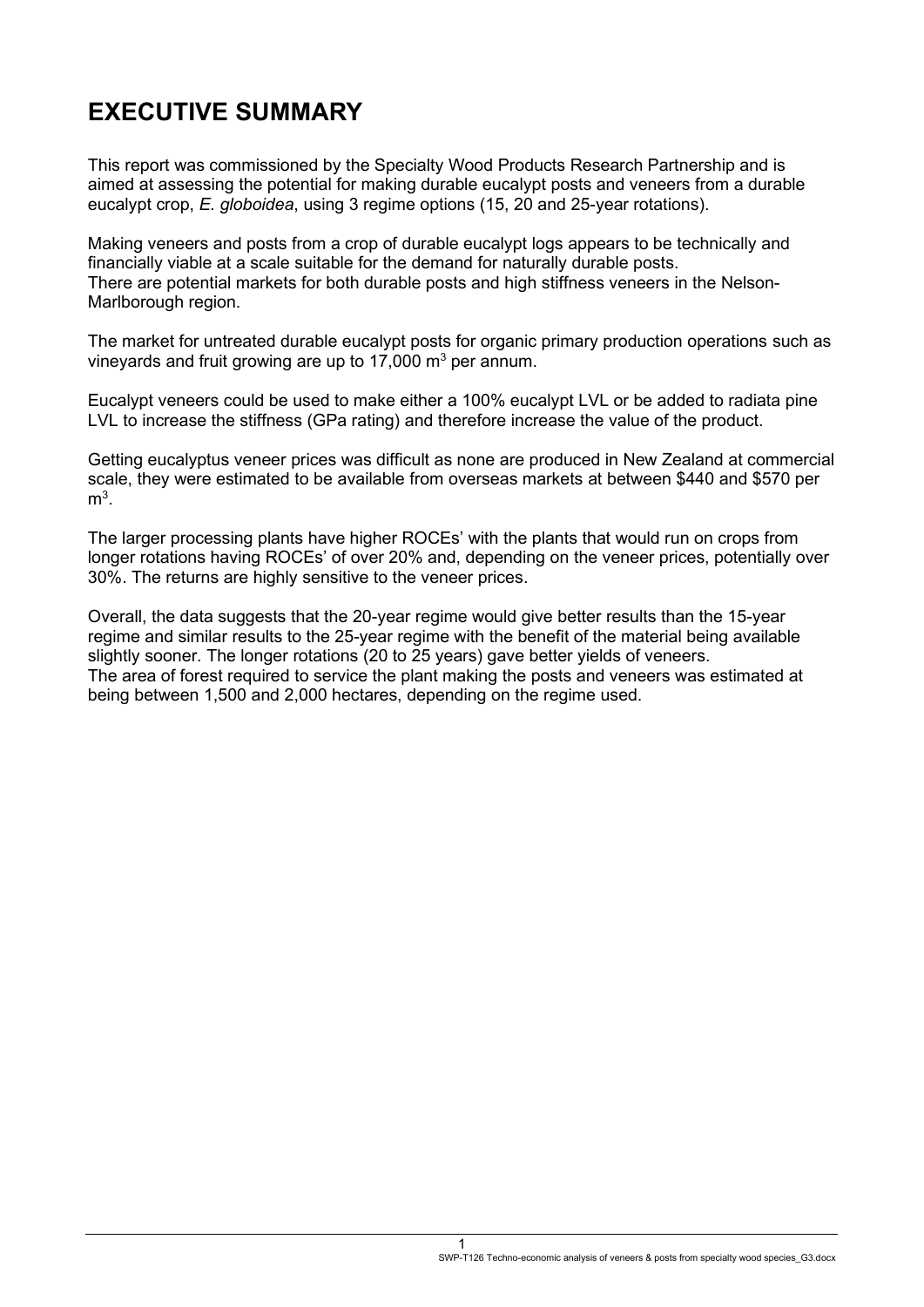# EXECUTIVE SUMMARY

This report was commissioned by the Specialty Wood Products Research Partnership and is aimed at assessing the potential for making durable eucalypt posts and veneers from a durable eucalypt crop, *E. globoidea*, using 3 regime options (15, 20 and 25-year rotations).

Making veneers and posts from a crop of durable eucalypt logs appears to be technically and financially viable at a scale suitable for the demand for naturally durable posts.
There are potential markets for both durable posts and high stiffness veneers in the Nelson-Marlborough region.

The market for untreated durable eucalypt posts for organic primary production operations such as vineyards and fruit growing are up to 17,000 $m^3$ per annum.

Eucalypt veneers could be used to make either a 100% eucalypt LVL or be added to radiata pine LVL to increase the stiffness (GPa rating) and therefore increase the value of the product.

Getting eucalyptus veneer prices was difficult as none are produced in New Zealand at commercial scale, they were estimated to be available from overseas markets at between $440 and $570 per $m^3$.

The larger processing plants have higher ROCEs' with the plants that would run on crops from longer rotations having ROCEs' of over 20% and, depending on the veneer prices, potentially over 30%. The returns are highly sensitive to the veneer prices.

Overall, the data suggests that the 20-year regime would give better results than the 15-year regime and similar results to the 25-year regime with the benefit of the material being available slightly sooner. The longer rotations (20 to 25 years) gave better yields of veneers.
The area of forest required to service the plant making the posts and veneers was estimated at being between 1,500 and 2,000 hectares, depending on the regime used.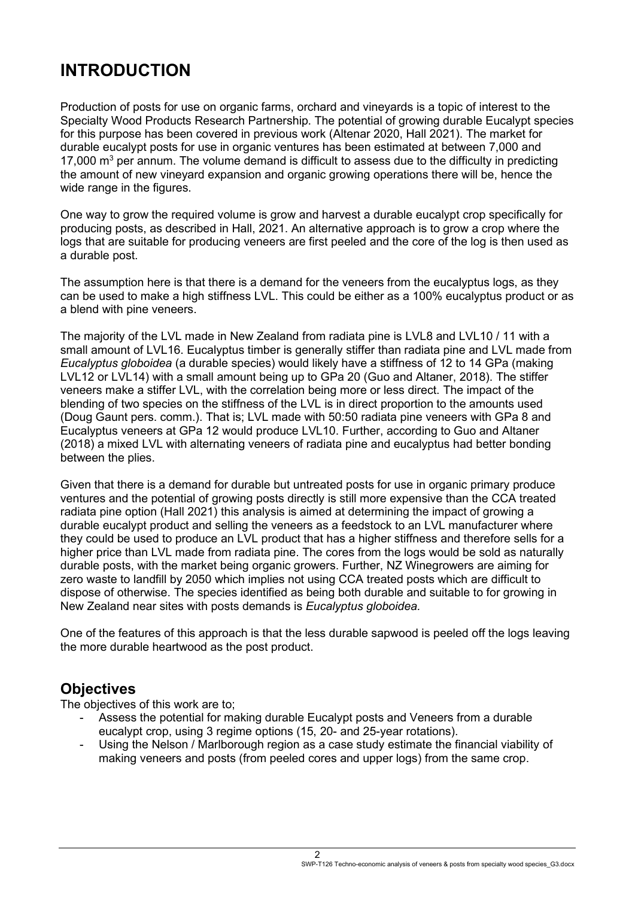# INTRODUCTION

Production of posts for use on organic farms, orchard and vineyards is a topic of interest to the Specialty Wood Products Research Partnership. The potential of growing durable Eucalypt species for this purpose has been covered in previous work (Altenar 2020, Hall 2021). The market for durable eucalypt posts for use in organic ventures has been estimated at between 7,000 and 17,000 $m^3$ per annum. The volume demand is difficult to assess due to the difficulty in predicting the amount of new vineyard expansion and organic growing operations there will be, hence the wide range in the figures.

One way to grow the required volume is grow and harvest a durable eucalypt crop specifically for producing posts, as described in Hall, 2021. An alternative approach is to grow a crop where the logs that are suitable for producing veneers are first peeled and the core of the log is then used as a durable post.

The assumption here is that there is a demand for the veneers from the eucalyptus logs, as they can be used to make a high stiffness LVL. This could be either as a 100% eucalyptus product or as a blend with pine veneers.

The majority of the LVL made in New Zealand from radiata pine is LVL8 and LVL10 / 11 with a small amount of LVL16. Eucalyptus timber is generally stiffer than radiata pine and LVL made from *Eucalyptus globoidea* (a durable species) would likely have a stiffness of 12 to 14 GPa (making LVL12 or LVL14) with a small amount being up to GPa 20 (Guo and Altaner, 2018). The stiffer veneers make a stiffer LVL, with the correlation being more or less direct. The impact of the blending of two species on the stiffness of the LVL is in direct proportion to the amounts used (Doug Gaunt pers. comm.). That is; LVL made with 50:50 radiata pine veneers with GPa 8 and Eucalyptus veneers at GPa 12 would produce LVL10. Further, according to Guo and Altaner (2018) a mixed LVL with alternating veneers of radiata pine and eucalyptus had better bonding between the plies.

Given that there is a demand for durable but untreated posts for use in organic primary produce ventures and the potential of growing posts directly is still more expensive than the CCA treated radiata pine option (Hall 2021) this analysis is aimed at determining the impact of growing a durable eucalypt product and selling the veneers as a feedstock to an LVL manufacturer where they could be used to produce an LVL product that has a higher stiffness and therefore sells for a higher price than LVL made from radiata pine. The cores from the logs would be sold as naturally durable posts, with the market being organic growers. Further, NZ Winegrowers are aiming for zero waste to landfill by 2050 which implies not using CCA treated posts which are difficult to dispose of otherwise. The species identified as being both durable and suitable to for growing in New Zealand near sites with posts demands is *Eucalyptus globoidea.*

One of the features of this approach is that the less durable sapwood is peeled off the logs leaving the more durable heartwood as the post product.

## Objectives

The objectives of this work are to;

- Assess the potential for making durable Eucalypt posts and Veneers from a durable eucalypt crop, using 3 regime options (15, 20- and 25-year rotations).
- Using the Nelson / Marlborough region as a case study estimate the financial viability of making veneers and posts (from peeled cores and upper logs) from the same crop.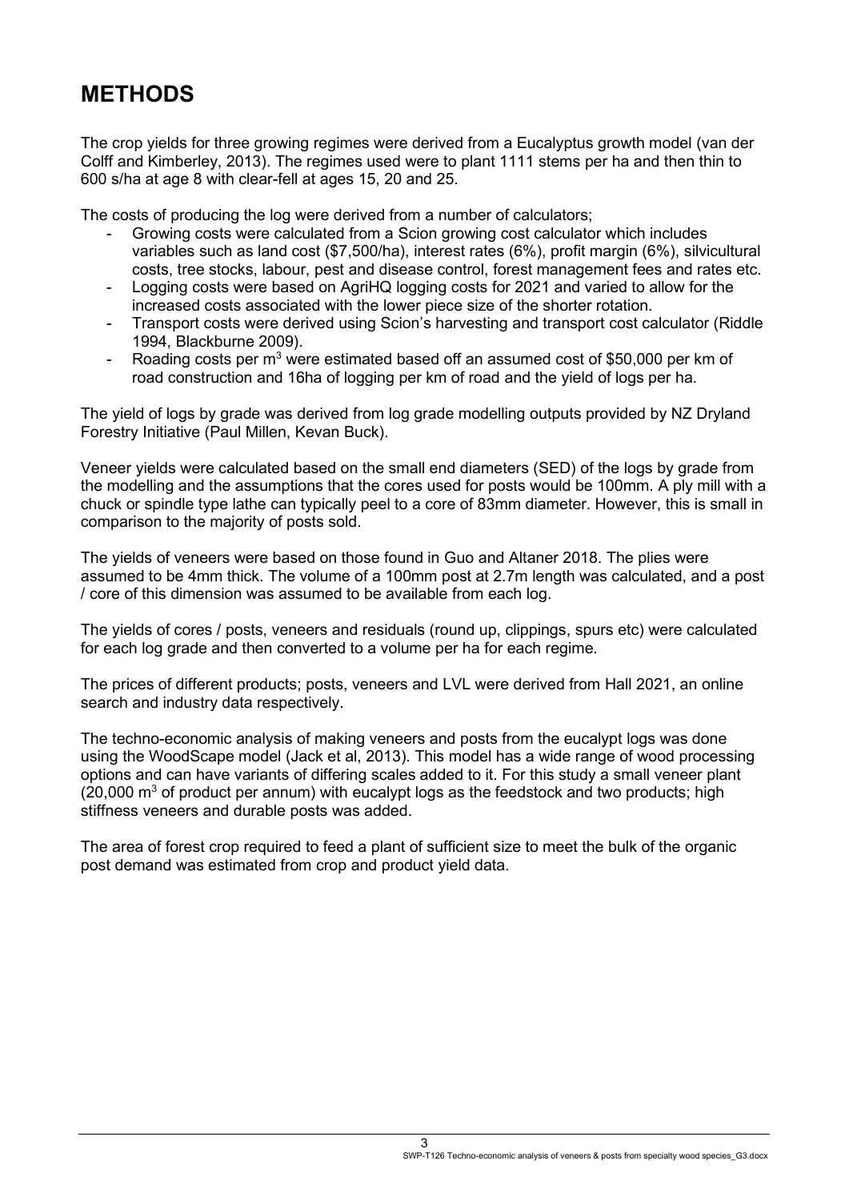# METHODS

The crop yields for three growing regimes were derived from a Eucalyptus growth model (van der Colff and Kimberley, 2013). The regimes used were to plant 1111 stems per ha and then thin to 600 s/ha at age 8 with clear-fell at ages 15, 20 and 25.

The costs of producing the log were derived from a number of calculators;

- Growing costs were calculated from a Scion growing cost calculator which includes variables such as land cost ($7,500/ha), interest rates (6%), profit margin (6%), silvicultural costs, tree stocks, labour, pest and disease control, forest management fees and rates etc.
- Logging costs were based on AgriHQ logging costs for 2021 and varied to allow for the increased costs associated with the lower piece size of the shorter rotation.
- Transport costs were derived using Scion's harvesting and transport cost calculator (Riddle 1994, Blackburne 2009).
- Roading costs per $m^3$ were estimated based off an assumed cost of $50,000 per km of road construction and 16ha of logging per km of road and the yield of logs per ha.

The yield of logs by grade was derived from log grade modelling outputs provided by NZ Dryland Forestry Initiative (Paul Millen, Kevan Buck).

Veneer yields were calculated based on the small end diameters (SED) of the logs by grade from the modelling and the assumptions that the cores used for posts would be 100mm. A ply mill with a chuck or spindle type lathe can typically peel to a core of 83mm diameter. However, this is small in comparison to the majority of posts sold.

The yields of veneers were based on those found in Guo and Altaner 2018. The plies were assumed to be 4mm thick. The volume of a 100mm post at 2.7m length was calculated, and a post / core of this dimension was assumed to be available from each log.

The yields of cores / posts, veneers and residuals (round up, clippings, spurs etc) were calculated for each log grade and then converted to a volume per ha for each regime.

The prices of different products; posts, veneers and LVL were derived from Hall 2021, an online search and industry data respectively.

The techno-economic analysis of making veneers and posts from the eucalypt logs was done using the WoodScape model (Jack et al, 2013). This model has a wide range of wood processing options and can have variants of differing scales added to it. For this study a small veneer plant (20,000 $m^3$ of product per annum) with eucalypt logs as the feedstock and two products; high stiffness veneers and durable posts was added.

The area of forest crop required to feed a plant of sufficient size to meet the bulk of the organic post demand was estimated from crop and product yield data.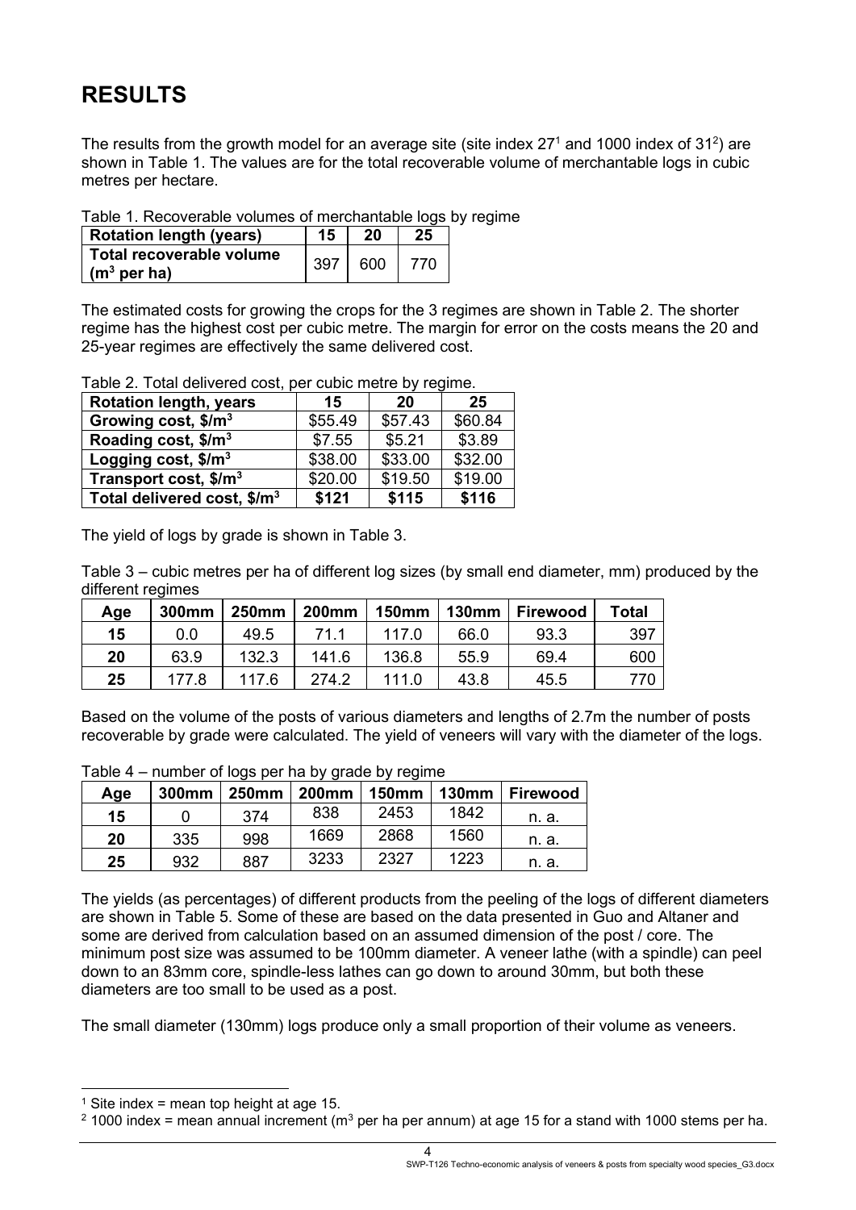# RESULTS

The results from the growth model for an average site (site index 27[1] and 1000 index of 31[2]) are shown in Table 1. The values are for the total recoverable volume of merchantable logs in cubic metres per hectare.

Table 1. Recoverable volumes of merchantable logs by regime

| Rotation length (years) | 15 | 20 | 25 |
|---|---|---|---|
| Total recoverable volume ($m^3$ per ha) | 397 | 600 | 770 |

The estimated costs for growing the crops for the 3 regimes are shown in Table 2. The shorter regime has the highest cost per cubic metre. The margin for error on the costs means the 20 and 25-year regimes are effectively the same delivered cost.

Table 2. Total delivered cost, per cubic metre by regime.

| Rotation length, years | 15 | 20 | 25 |
|---|---|---|---|
| Growing cost, $/m³ | $55.49 | $57.43 | $60.84 |
| Roading cost, $/m³ | $7.55 | $5.21 | $3.89 |
| Logging cost, $/m³ | $38.00 | $33.00 | $32.00 |
| Transport cost, $/m³ | $20.00 | $19.50 | $19.00 |
| **Total delivered cost, $/m³** | **$121** | **$115** | **$116** |

The yield of logs by grade is shown in Table 3.

Table 3 – cubic metres per ha of different log sizes (by small end diameter, mm) produced by the different regimes

| Age | 300mm | 250mm | 200mm | 150mm | 130mm | Firewood | Total |
|---|---|---|---|---|---|---|---|
| 15 | 0.0 | 49.5 | 71.1 | 117.0 | 66.0 | 93.3 | 397 |
| 20 | 63.9 | 132.3 | 141.6 | 136.8 | 55.9 | 69.4 | 600 |
| 25 | 177.8 | 117.6 | 274.2 | 111.0 | 43.8 | 45.5 | 770 |

Based on the volume of the posts of various diameters and lengths of 2.7m the number of posts recoverable by grade were calculated. The yield of veneers will vary with the diameter of the logs.

Table 4 – number of logs per ha by grade by regime

| Age | 300mm | 250mm | 200mm | 150mm | 130mm | Firewood |
|---|---|---|---|---|---|---|
| 15 | 0 | 374 | 838 | 2453 | 1842 | n. a. |
| 20 | 335 | 998 | 1669 | 2868 | 1560 | n. a. |
| 25 | 932 | 887 | 3233 | 2327 | 1223 | n. a. |

The yields (as percentages) of different products from the peeling of the logs of different diameters are shown in Table 5. Some of these are based on the data presented in Guo and Altaner and some are derived from calculation based on an assumed dimension of the post / core. The minimum post size was assumed to be 100mm diameter. A veneer lathe (with a spindle) can peel down to an 83mm core, spindle-less lathes can go down to around 30mm, but both these diameters are too small to be used as a post.

The small diameter (130mm) logs produce only a small proportion of their volume as veneers.

[1] Site index = mean top height at age 15.

[2] 1000 index = mean annual increment ($m^3$ per ha per annum) at age 15 for a stand with 1000 stems per ha.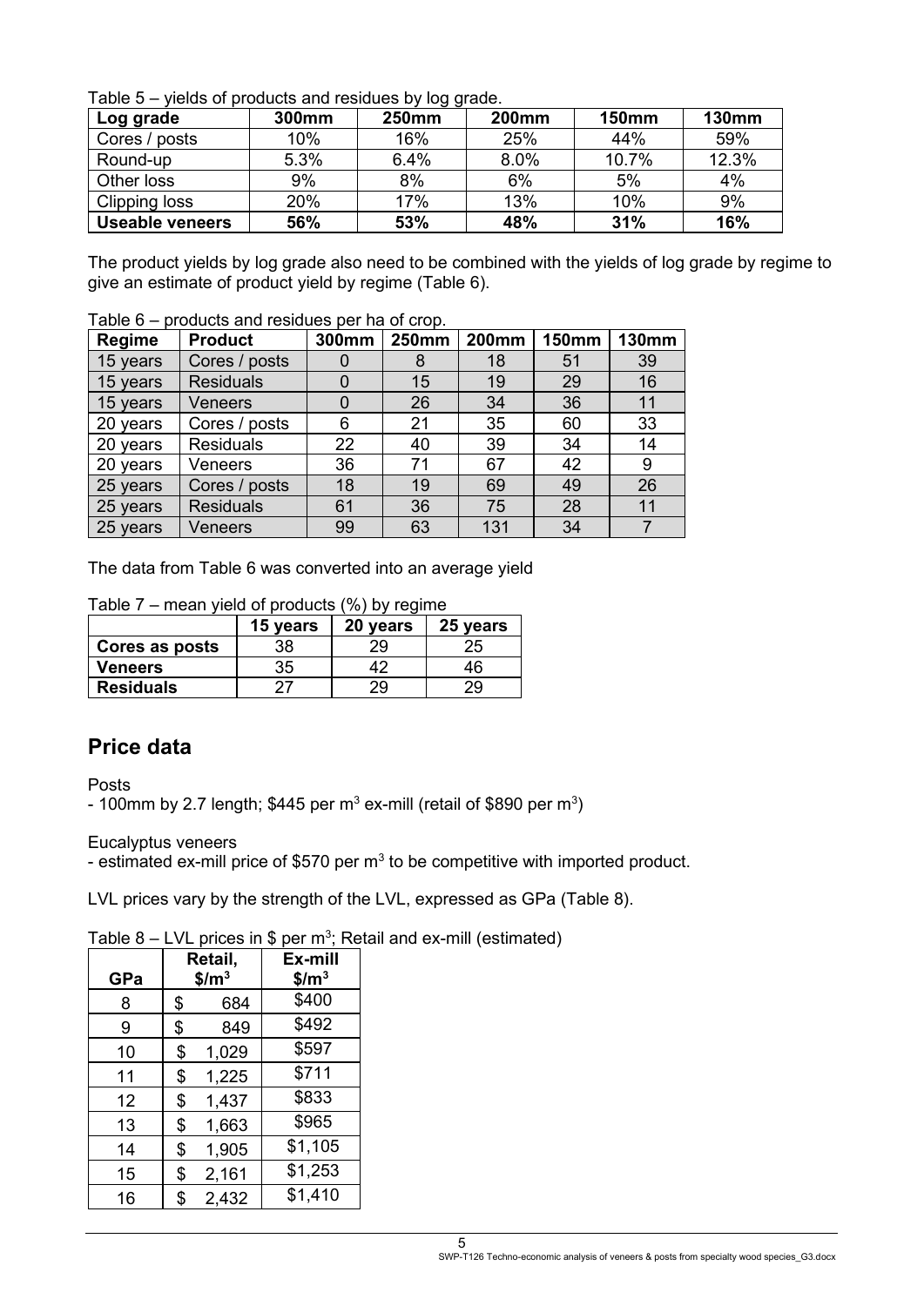Table 5 – yields of products and residues by log grade.

| Log grade | 300mm | 250mm | 200mm | 150mm | 130mm |
| --- | --- | --- | --- | --- | --- |
| Cores / posts | 10% | 16% | 25% | 44% | 59% |
| Round-up | 5.3% | 6.4% | 8.0% | 10.7% | 12.3% |
| Other loss | 9% | 8% | 6% | 5% | 4% |
| Clipping loss | 20% | 17% | 13% | 10% | 9% |
| **Useable veneers** | **56%** | **53%** | **48%** | **31%** | **16%** |

The product yields by log grade also need to be combined with the yields of log grade by regime to give an estimate of product yield by regime (Table 6).

Table 6 – products and residues per ha of crop.

| Regime | Product | 300mm | 250mm | 200mm | 150mm | 130mm |
| --- | --- | --- | --- | --- | --- | --- |
| 15 years | Cores / posts | 0 | 8 | 18 | 51 | 39 |
| 15 years | Residuals | 0 | 15 | 19 | 29 | 16 |
| 15 years | Veneers | 0 | 26 | 34 | 36 | 11 |
| 20 years | Cores / posts | 6 | 21 | 35 | 60 | 33 |
| 20 years | Residuals | 22 | 40 | 39 | 34 | 14 |
| 20 years | Veneers | 36 | 71 | 67 | 42 | 9 |
| 25 years | Cores / posts | 18 | 19 | 69 | 49 | 26 |
| 25 years | Residuals | 61 | 36 | 75 | 28 | 11 |
| 25 years | Veneers | 99 | 63 | 131 | 34 | 7 |

The data from Table 6 was converted into an average yield

Table 7 – mean yield of products (%) by regime

| | 15 years | 20 years | 25 years |
| --- | --- | --- | --- |
| **Cores as posts** | 38 | 29 | 25 |
| **Veneers** | 35 | 42 | 46 |
| **Residuals** | 27 | 29 | 29 |

## Price data

Posts

- 100mm by 2.7 length; \$445 per $m^3$ ex-mill (retail of \$890 per $m^3$)

Eucalyptus veneers

- estimated ex-mill price of \$570 per $m^3$ to be competitive with imported product.

LVL prices vary by the strength of the LVL, expressed as GPa (Table 8).

Table 8 – LVL prices in \$ per $m^3$; Retail and ex-mill (estimated)

| GPa | Retail, \$/$m^3$ | Ex-mill \$/$m^3$ |
| --- | --- | --- |
| 8 | \$ 684 | \$400 |
| 9 | \$ 849 | \$492 |
| 10 | \$ 1,029 | \$597 |
| 11 | \$ 1,225 | \$711 |
| 12 | \$ 1,437 | \$833 |
| 13 | \$ 1,663 | \$965 |
| 14 | \$ 1,905 | \$1,105 |
| 15 | \$ 2,161 | \$1,253 |
| 16 | \$ 2,432 | \$1,410 |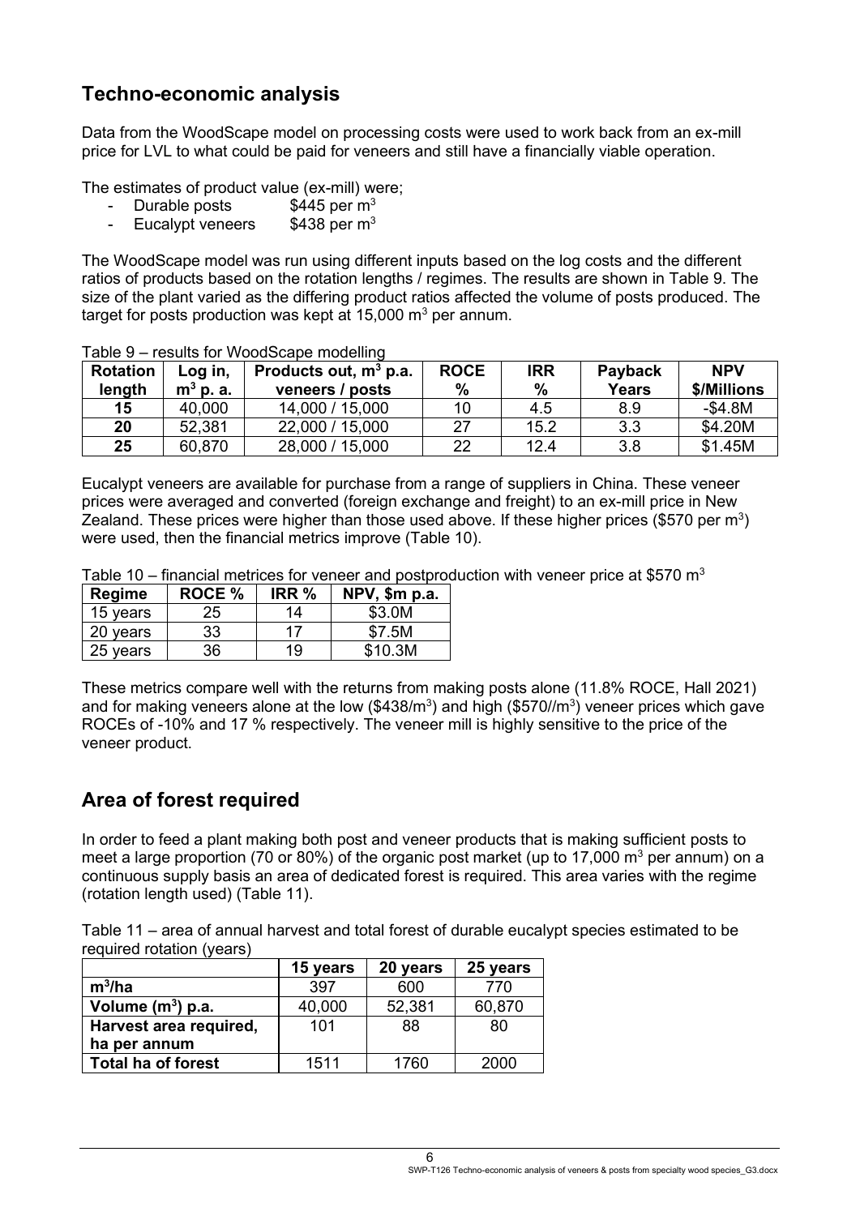## Techno-economic analysis

Data from the WoodScape model on processing costs were used to work back from an ex-mill price for LVL to what could be paid for veneers and still have a financially viable operation.

The estimates of product value (ex-mill) were;

- Durable posts $445 per $m^3$
- Eucalypt veneers $438 per $m^3$

The WoodScape model was run using different inputs based on the log costs and the different ratios of products based on the rotation lengths / regimes. The results are shown in Table 9. The size of the plant varied as the differing product ratios affected the volume of posts produced. The target for posts production was kept at 15,000 $m^3$ per annum.

Table 9 – results for WoodScape modelling

| Rotation length | Log in, $m^3$ p. a. | Products out, $m^3$ p.a. veneers / posts | ROCE % | IRR % | Payback Years | NPV $/Millions |
|---|---|---|---|---|---|---|
| 15 | 40,000 | 14,000 / 15,000 | 10 | 4.5 | 8.9 | -$4.8M |
| 20 | 52,381 | 22,000 / 15,000 | 27 | 15.2 | 3.3 | $4.20M |
| 25 | 60,870 | 28,000 / 15,000 | 22 | 12.4 | 3.8 | $1.45M |

Eucalypt veneers are available for purchase from a range of suppliers in China. These veneer prices were averaged and converted (foreign exchange and freight) to an ex-mill price in New Zealand. These prices were higher than those used above. If these higher prices ($570 per $m^3$) were used, then the financial metrics improve (Table 10).

Table 10 – financial metrices for veneer and postproduction with veneer price at $570 $m^3$

| Regime | ROCE % | IRR % | NPV, $m p.a. |
|---|---|---|---|
| 15 years | 25 | 14 | $3.0M |
| 20 years | 33 | 17 | $7.5M |
| 25 years | 36 | 19 | $10.3M |

These metrics compare well with the returns from making posts alone (11.8% ROCE, Hall 2021) and for making veneers alone at the low ($438/$m^3$) and high ($570//$m^3$) veneer prices which gave ROCEs of -10% and 17 % respectively. The veneer mill is highly sensitive to the price of the veneer product.

## Area of forest required

In order to feed a plant making both post and veneer products that is making sufficient posts to meet a large proportion (70 or 80%) of the organic post market (up to 17,000 $m^3$ per annum) on a continuous supply basis an area of dedicated forest is required. This area varies with the regime (rotation length used) (Table 11).

Table 11 – area of annual harvest and total forest of durable eucalypt species estimated to be required rotation (years)

| | 15 years | 20 years | 25 years |
|---|---|---|---|
| **$m^3$/ha** | 397 | 600 | 770 |
| **Volume ($m^3$) p.a.** | 40,000 | 52,381 | 60,870 |
| **Harvest area required, ha per annum** | 101 | 88 | 80 |
| **Total ha of forest** | 1511 | 1760 | 2000 |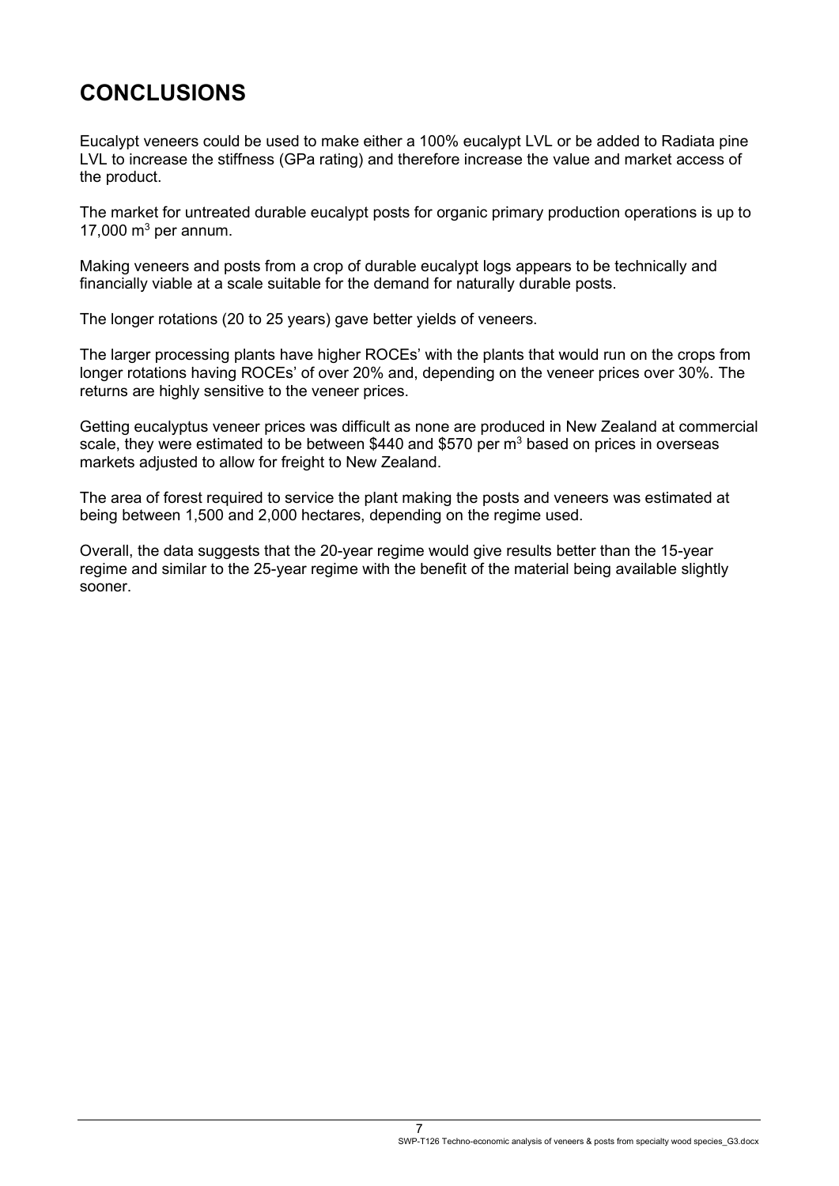# CONCLUSIONS

Eucalypt veneers could be used to make either a 100% eucalypt LVL or be added to Radiata pine LVL to increase the stiffness (GPa rating) and therefore increase the value and market access of the product.

The market for untreated durable eucalypt posts for organic primary production operations is up to 17,000 $m^3$ per annum.

Making veneers and posts from a crop of durable eucalypt logs appears to be technically and financially viable at a scale suitable for the demand for naturally durable posts.

The longer rotations (20 to 25 years) gave better yields of veneers.

The larger processing plants have higher ROCEs' with the plants that would run on the crops from longer rotations having ROCEs' of over 20% and, depending on the veneer prices over 30%. The returns are highly sensitive to the veneer prices.

Getting eucalyptus veneer prices was difficult as none are produced in New Zealand at commercial scale, they were estimated to be between $440 and $570 per $m^3$ based on prices in overseas markets adjusted to allow for freight to New Zealand.

The area of forest required to service the plant making the posts and veneers was estimated at being between 1,500 and 2,000 hectares, depending on the regime used.

Overall, the data suggests that the 20-year regime would give results better than the 15-year regime and similar to the 25-year regime with the benefit of the material being available slightly sooner.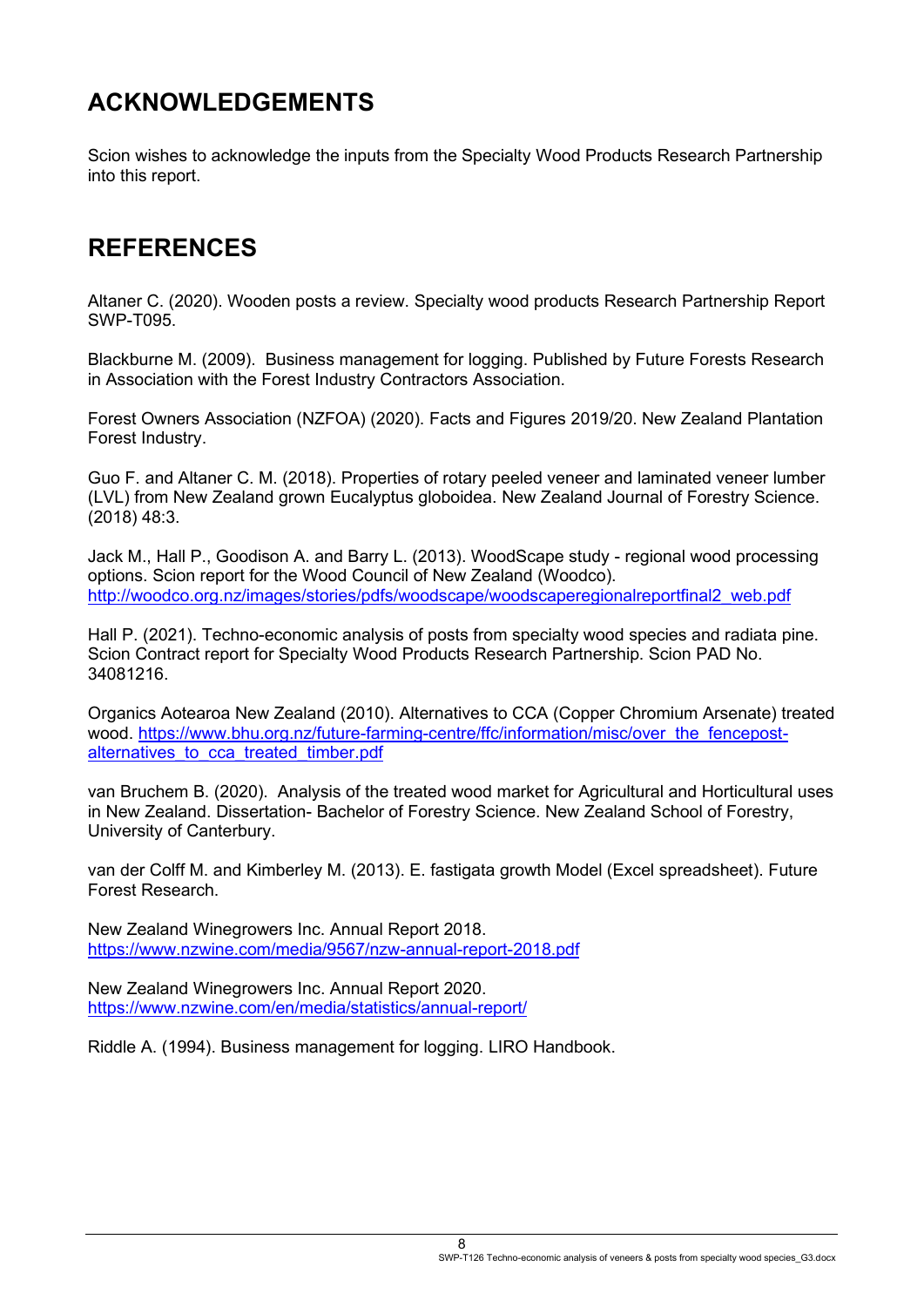## ACKNOWLEDGEMENTS

Scion wishes to acknowledge the inputs from the Specialty Wood Products Research Partnership into this report.

## REFERENCES

Altaner C. (2020). Wooden posts a review. Specialty wood products Research Partnership Report SWP-T095.

Blackburne M. (2009). Business management for logging. Published by Future Forests Research in Association with the Forest Industry Contractors Association.

Forest Owners Association (NZFOA) (2020). Facts and Figures 2019/20. New Zealand Plantation Forest Industry.

Guo F. and Altaner C. M. (2018). Properties of rotary peeled veneer and laminated veneer lumber (LVL) from New Zealand grown Eucalyptus globoidea. New Zealand Journal of Forestry Science. (2018) 48:3.

Jack M., Hall P., Goodison A. and Barry L. (2013). WoodScape study - regional wood processing options. Scion report for the Wood Council of New Zealand (Woodco). http://woodco.org.nz/images/stories/pdfs/woodscape/woodscaperegionalreportfinal2_web.pdf

Hall P. (2021). Techno-economic analysis of posts from specialty wood species and radiata pine. Scion Contract report for Specialty Wood Products Research Partnership. Scion PAD No. 34081216.

Organics Aotearoa New Zealand (2010). Alternatives to CCA (Copper Chromium Arsenate) treated wood. https://www.bhu.org.nz/future-farming-centre/ffc/information/misc/over_the_fencepost-alternatives_to_cca_treated_timber.pdf

van Bruchem B. (2020). Analysis of the treated wood market for Agricultural and Horticultural uses in New Zealand. Dissertation- Bachelor of Forestry Science. New Zealand School of Forestry, University of Canterbury.

van der Colff M. and Kimberley M. (2013). E. fastigata growth Model (Excel spreadsheet). Future Forest Research.

New Zealand Winegrowers Inc. Annual Report 2018. https://www.nzwine.com/media/9567/nzw-annual-report-2018.pdf

New Zealand Winegrowers Inc. Annual Report 2020. https://www.nzwine.com/en/media/statistics/annual-report/

Riddle A. (1994). Business management for logging. LIRO Handbook.